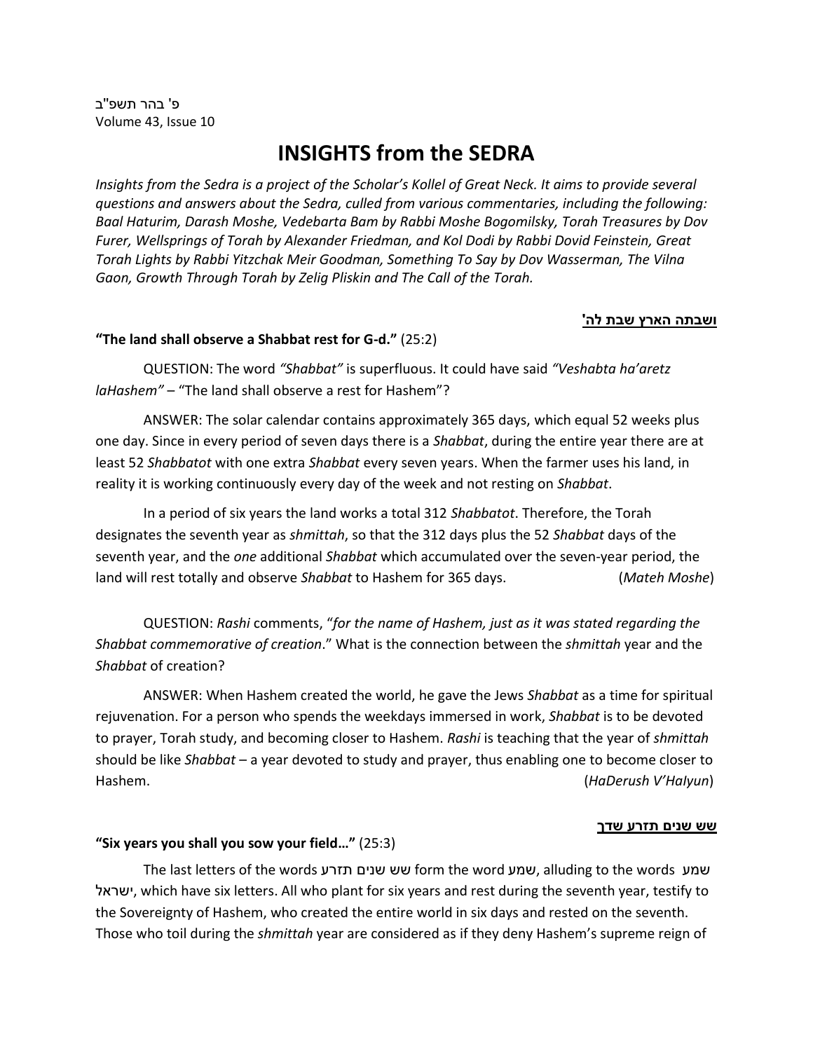פ' בהר תשפ"ב
Volume 43, Issue 10

# INSIGHTS from the SEDRA

*Insights from the Sedra is a project of the Scholar's Kollel of Great Neck. It aims to provide several questions and answers about the Sedra, culled from various commentaries, including the following: Baal Haturim, Darash Moshe, Vedebarta Bam by Rabbi Moshe Bogomilsky, Torah Treasures by Dov Furer, Wellsprings of Torah by Alexander Friedman, and Kol Dodi by Rabbi Dovid Feinstein, Great Torah Lights by Rabbi Yitzchak Meir Goodman, Something To Say by Dov Wasserman, The Vilna Gaon, Growth Through Torah by Zelig Pliskin and The Call of the Torah.*

**ושבתה הארץ שבת לה'**

**"The land shall observe a Shabbat rest for G-d."** (25:2)

QUESTION: The word *"Shabbat"* is superfluous. It could have said *"Veshabta ha'aretz laHashem"* – "The land shall observe a rest for Hashem"?

ANSWER: The solar calendar contains approximately 365 days, which equal 52 weeks plus one day. Since in every period of seven days there is a *Shabbat*, during the entire year there are at least 52 *Shabbatot* with one extra *Shabbat* every seven years. When the farmer uses his land, in reality it is working continuously every day of the week and not resting on *Shabbat*.

In a period of six years the land works a total 312 *Shabbatot*. Therefore, the Torah designates the seventh year as *shmittah*, so that the 312 days plus the 52 *Shabbat* days of the seventh year, and the *one* additional *Shabbat* which accumulated over the seven-year period, the land will rest totally and observe *Shabbat* to Hashem for 365 days. (*Mateh Moshe*)

QUESTION: *Rashi* comments, "*for the name of Hashem, just as it was stated regarding the Shabbat commemorative of creation*." What is the connection between the *shmittah* year and the *Shabbat* of creation?

ANSWER: When Hashem created the world, he gave the Jews *Shabbat* as a time for spiritual rejuvenation. For a person who spends the weekdays immersed in work, *Shabbat* is to be devoted to prayer, Torah study, and becoming closer to Hashem. *Rashi* is teaching that the year of *shmittah* should be like *Shabbat* – a year devoted to study and prayer, thus enabling one to become closer to Hashem. (*HaDerush V'HaIyun*)

**שש שנים תזרע שדך**

**"Six years you shall you sow your field…"** (25:3)

The last letters of the words שש שנים תזרע form the word שמע, alluding to the words שמע ישראל, which have six letters. All who plant for six years and rest during the seventh year, testify to the Sovereignty of Hashem, who created the entire world in six days and rested on the seventh. Those who toil during the *shmittah* year are considered as if they deny Hashem's supreme reign of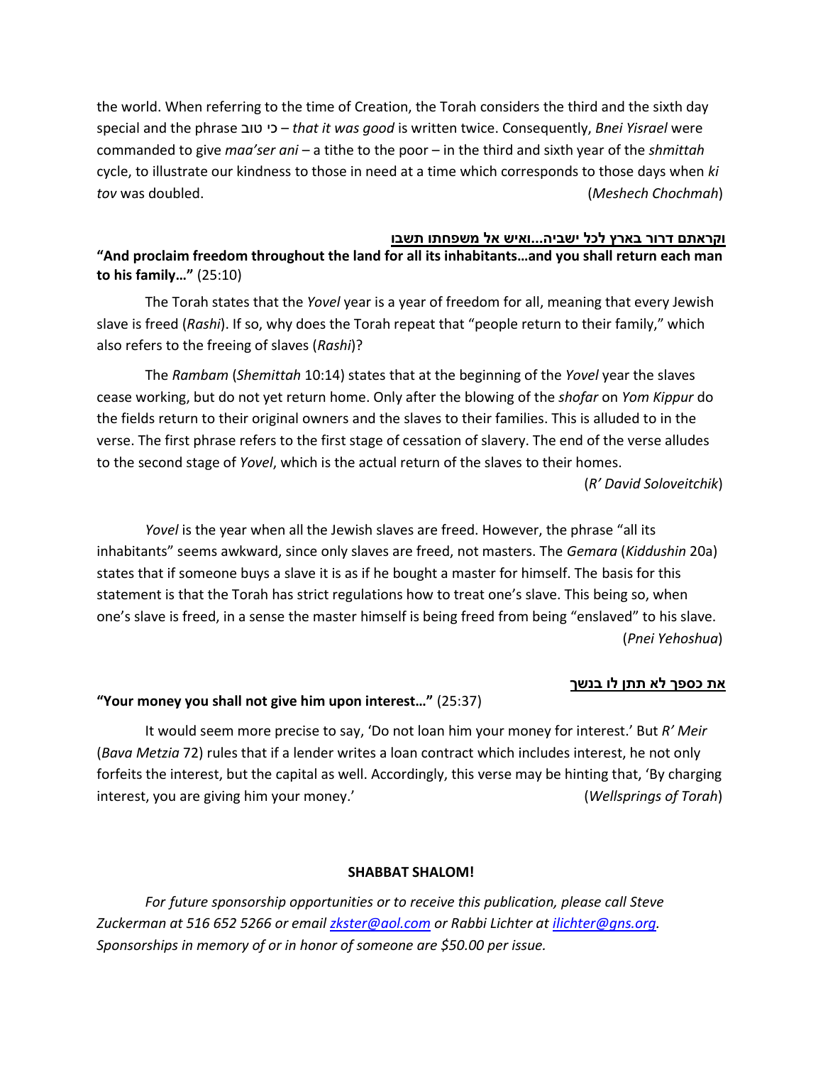the world. When referring to the time of Creation, the Torah considers the third and the sixth day special and the phrase כי טוב – *that it was good* is written twice. Consequently, *Bnei Yisrael* were commanded to give *maa'ser ani* – a tithe to the poor – in the third and sixth year of the *shmittah* cycle, to illustrate our kindness to those in need at a time which corresponds to those days when *ki tov* was doubled. (*Meshech Chochmah*)

**וקראתם דרור בארץ לכל ישביה...ואיש אל משפחתו תשבו**

**"And proclaim freedom throughout the land for all its inhabitants…and you shall return each man to his family…"** (25:10)

The Torah states that the *Yovel* year is a year of freedom for all, meaning that every Jewish slave is freed (*Rashi*). If so, why does the Torah repeat that "people return to their family," which also refers to the freeing of slaves (*Rashi*)?

The *Rambam* (*Shemittah* 10:14) states that at the beginning of the *Yovel* year the slaves cease working, but do not yet return home. Only after the blowing of the *shofar* on *Yom Kippur* do the fields return to their original owners and the slaves to their families. This is alluded to in the verse. The first phrase refers to the first stage of cessation of slavery. The end of the verse alludes to the second stage of *Yovel*, which is the actual return of the slaves to their homes.

(*R' David Soloveitchik*)

*Yovel* is the year when all the Jewish slaves are freed. However, the phrase "all its inhabitants" seems awkward, since only slaves are freed, not masters. The *Gemara* (*Kiddushin* 20a) states that if someone buys a slave it is as if he bought a master for himself. The basis for this statement is that the Torah has strict regulations how to treat one's slave. This being so, when one's slave is freed, in a sense the master himself is being freed from being "enslaved" to his slave.

(*Pnei Yehoshua*)

**את כספך לא תתן לו בנשך**

**"Your money you shall not give him upon interest…"** (25:37)

It would seem more precise to say, 'Do not loan him your money for interest.' But *R' Meir* (*Bava Metzia* 72) rules that if a lender writes a loan contract which includes interest, he not only forfeits the interest, but the capital as well. Accordingly, this verse may be hinting that, 'By charging interest, you are giving him your money.' (*Wellsprings of Torah*)

**SHABBAT SHALOM!**

*For future sponsorship opportunities or to receive this publication, please call Steve Zuckerman at 516 652 5266 or email zkster@aol.com or Rabbi Lichter at ilichter@gns.org. Sponsorships in memory of or in honor of someone are $50.00 per issue.*